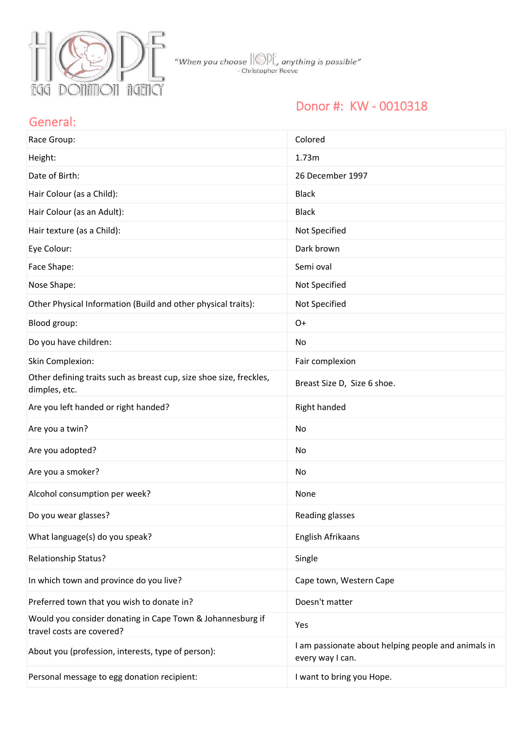HOPE EGG DONATION AGENCY

*"When you choose HOPE, anything is possible"*
- Christopher Reeve

## Donor #: KW - 0010318

## General:

| | |
|---|---|
| Race Group: | Colored |
| Height: | 1.73m |
| Date of Birth: | 26 December 1997 |
| Hair Colour (as a Child): | Black |
| Hair Colour (as an Adult): | Black |
| Hair texture (as a Child): | Not Specified |
| Eye Colour: | Dark brown |
| Face Shape: | Semi oval |
| Nose Shape: | Not Specified |
| Other Physical Information (Build and other physical traits): | Not Specified |
| Blood group: | O+ |
| Do you have children: | No |
| Skin Complexion: | Fair complexion |
| Other defining traits such as breast cup, size shoe size, freckles, dimples, etc. | Breast Size D, Size 6 shoe. |
| Are you left handed or right handed? | Right handed |
| Are you a twin? | No |
| Are you adopted? | No |
| Are you a smoker? | No |
| Alcohol consumption per week? | None |
| Do you wear glasses? | Reading glasses |
| What language(s) do you speak? | English Afrikaans |
| Relationship Status? | Single |
| In which town and province do you live? | Cape town, Western Cape |
| Preferred town that you wish to donate in? | Doesn't matter |
| Would you consider donating in Cape Town & Johannesburg if travel costs are covered? | Yes |
| About you (profession, interests, type of person): | I am passionate about helping people and animals in every way I can. |
| Personal message to egg donation recipient: | I want to bring you Hope. |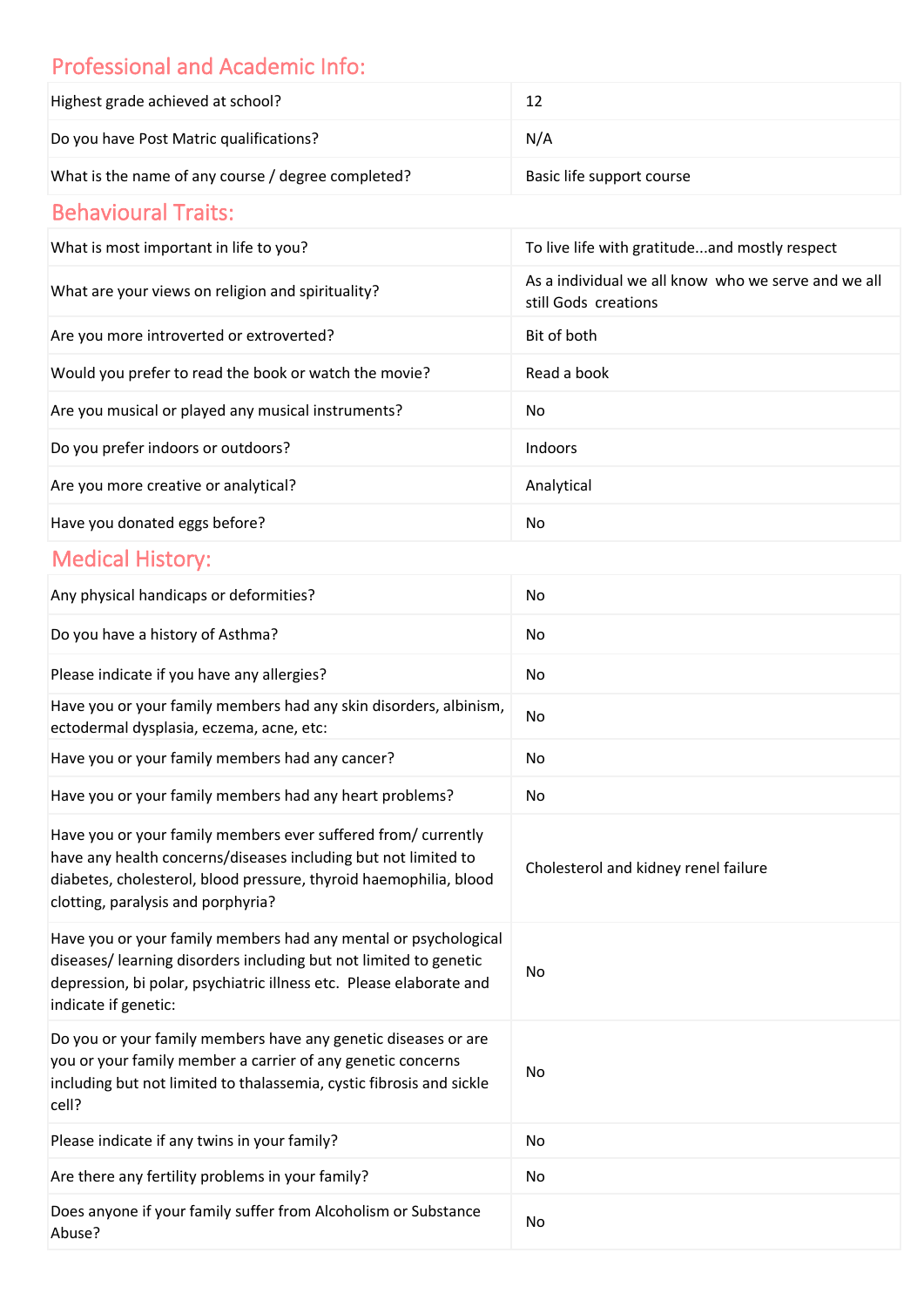## Professional and Academic Info:

| | |
|---|---|
| Highest grade achieved at school? | 12 |
| Do you have Post Matric qualifications? | N/A |
| What is the name of any course / degree completed? | Basic life support course |

## Behavioural Traits:

| | |
|---|---|
| What is most important in life to you? | To live life with gratitude...and mostly respect |
| What are your views on religion and spirituality? | As a individual we all know who we serve and we all still Gods creations |
| Are you more introverted or extroverted? | Bit of both |
| Would you prefer to read the book or watch the movie? | Read a book |
| Are you musical or played any musical instruments? | No |
| Do you prefer indoors or outdoors? | Indoors |
| Are you more creative or analytical? | Analytical |
| Have you donated eggs before? | No |

## Medical History:

| | |
|---|---|
| Any physical handicaps or deformities? | No |
| Do you have a history of Asthma? | No |
| Please indicate if you have any allergies? | No |
| Have you or your family members had any skin disorders, albinism, ectodermal dysplasia, eczema, acne, etc: | No |
| Have you or your family members had any cancer? | No |
| Have you or your family members had any heart problems? | No |
| Have you or your family members ever suffered from/ currently have any health concerns/diseases including but not limited to diabetes, cholesterol, blood pressure, thyroid haemophilia, blood clotting, paralysis and porphyria? | Cholesterol and kidney renel failure |
| Have you or your family members had any mental or psychological diseases/ learning disorders including but not limited to genetic depression, bi polar, psychiatric illness etc. Please elaborate and indicate if genetic: | No |
| Do you or your family members have any genetic diseases or are you or your family member a carrier of any genetic concerns including but not limited to thalassemia, cystic fibrosis and sickle cell? | No |
| Please indicate if any twins in your family? | No |
| Are there any fertility problems in your family? | No |
| Does anyone if your family suffer from Alcoholism or Substance Abuse? | No |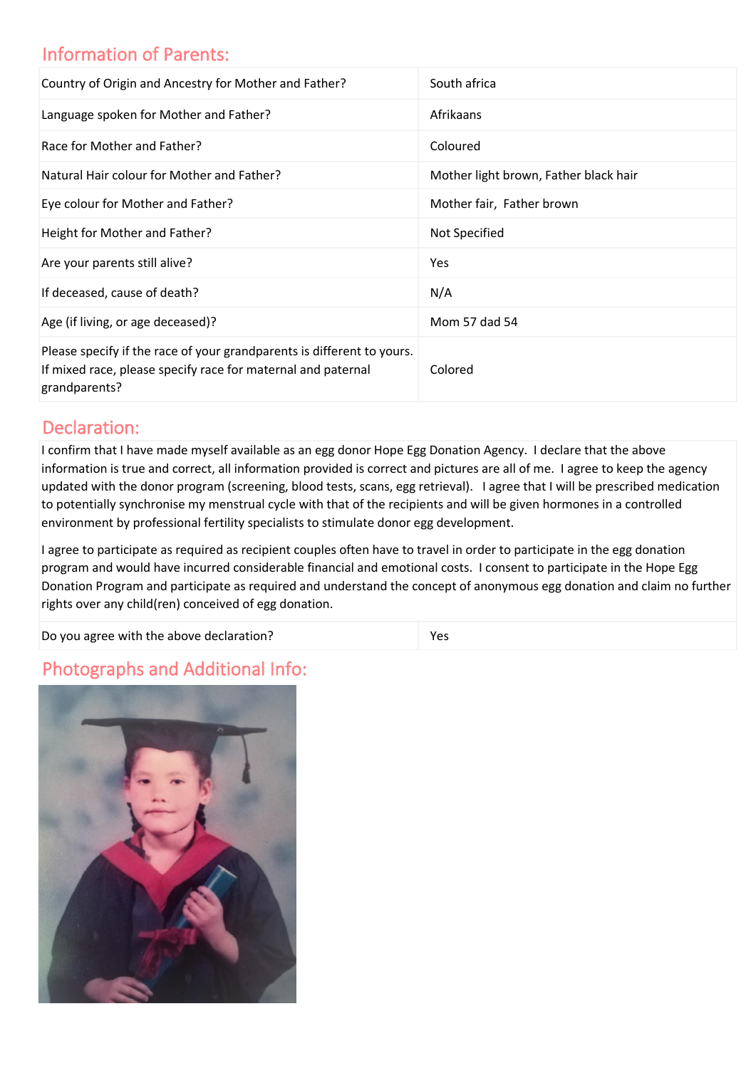## Information of Parents:

| | |
|---|---|
| Country of Origin and Ancestry for Mother and Father? | South africa |
| Language spoken for Mother and Father? | Afrikaans |
| Race for Mother and Father? | Coloured |
| Natural Hair colour for Mother and Father? | Mother light brown, Father black hair |
| Eye colour for Mother and Father? | Mother fair, Father brown |
| Height for Mother and Father? | Not Specified |
| Are your parents still alive? | Yes |
| If deceased, cause of death? | N/A |
| Age (if living, or age deceased)? | Mom 57 dad 54 |
| Please specify if the race of your grandparents is different to yours. If mixed race, please specify race for maternal and paternal grandparents? | Colored |

## Declaration:

I confirm that I have made myself available as an egg donor Hope Egg Donation Agency. I declare that the above information is true and correct, all information provided is correct and pictures are all of me. I agree to keep the agency updated with the donor program (screening, blood tests, scans, egg retrieval). I agree that I will be prescribed medication to potentially synchronise my menstrual cycle with that of the recipients and will be given hormones in a controlled environment by professional fertility specialists to stimulate donor egg development.

I agree to participate as required as recipient couples often have to travel in order to participate in the egg donation program and would have incurred considerable financial and emotional costs. I consent to participate in the Hope Egg Donation Program and participate as required and understand the concept of anonymous egg donation and claim no further rights over any child(ren) conceived of egg donation.

| | |
|---|---|
| Do you agree with the above declaration? | Yes |

## Photographs and Additional Info: